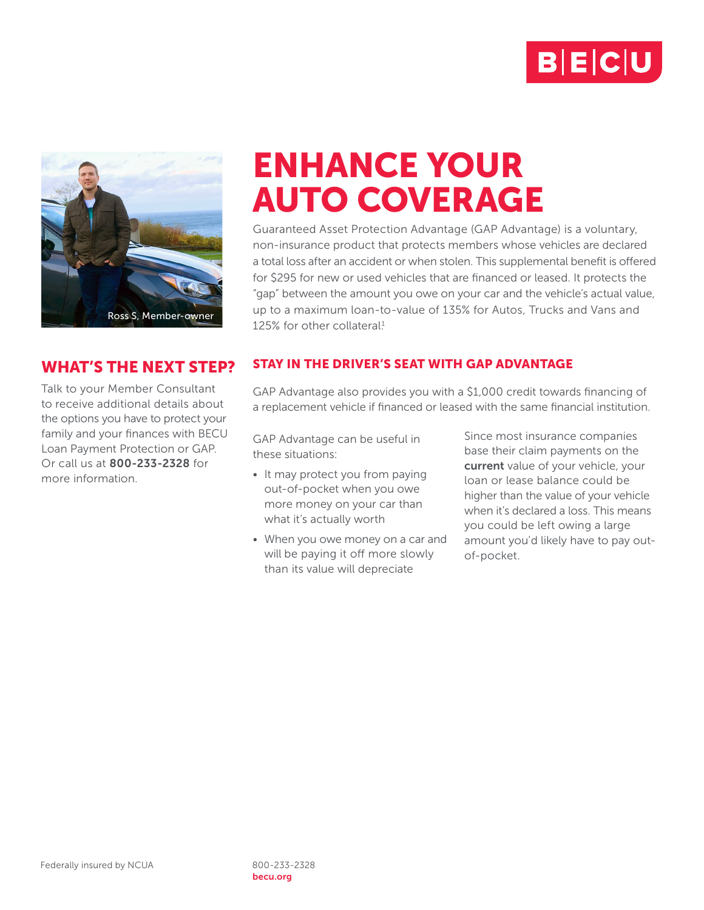# ENHANCE YOUR AUTO COVERAGE

Guaranteed Asset Protection Advantage (GAP Advantage) is a voluntary, non-insurance product that protects members whose vehicles are declared a total loss after an accident or when stolen. This supplemental benefit is offered for $295 for new or used vehicles that are financed or leased. It protects the "gap" between the amount you owe on your car and the vehicle's actual value, up to a maximum loan-to-value of 135% for Autos, Trucks and Vans and 125% for other collateral.[1]

Ross S, Member-owner

## WHAT'S THE NEXT STEP?

Talk to your Member Consultant to receive additional details about the options you have to protect your family and your finances with BECU Loan Payment Protection or GAP. Or call us at **800-233-2328** for more information.

## STAY IN THE DRIVER'S SEAT WITH GAP ADVANTAGE

GAP Advantage also provides you with a $1,000 credit towards financing of a replacement vehicle if financed or leased with the same financial institution.

GAP Advantage can be useful in these situations:

- It may protect you from paying out-of-pocket when you owe more money on your car than what it's actually worth
- When you owe money on a car and will be paying it off more slowly than its value will depreciate

Since most insurance companies base their claim payments on the **current** value of your vehicle, your loan or lease balance could be higher than the value of your vehicle when it's declared a loss. This means you could be left owing a large amount you'd likely have to pay out-of-pocket.

Federally insured by NCUA

800-233-2328
**becu.org**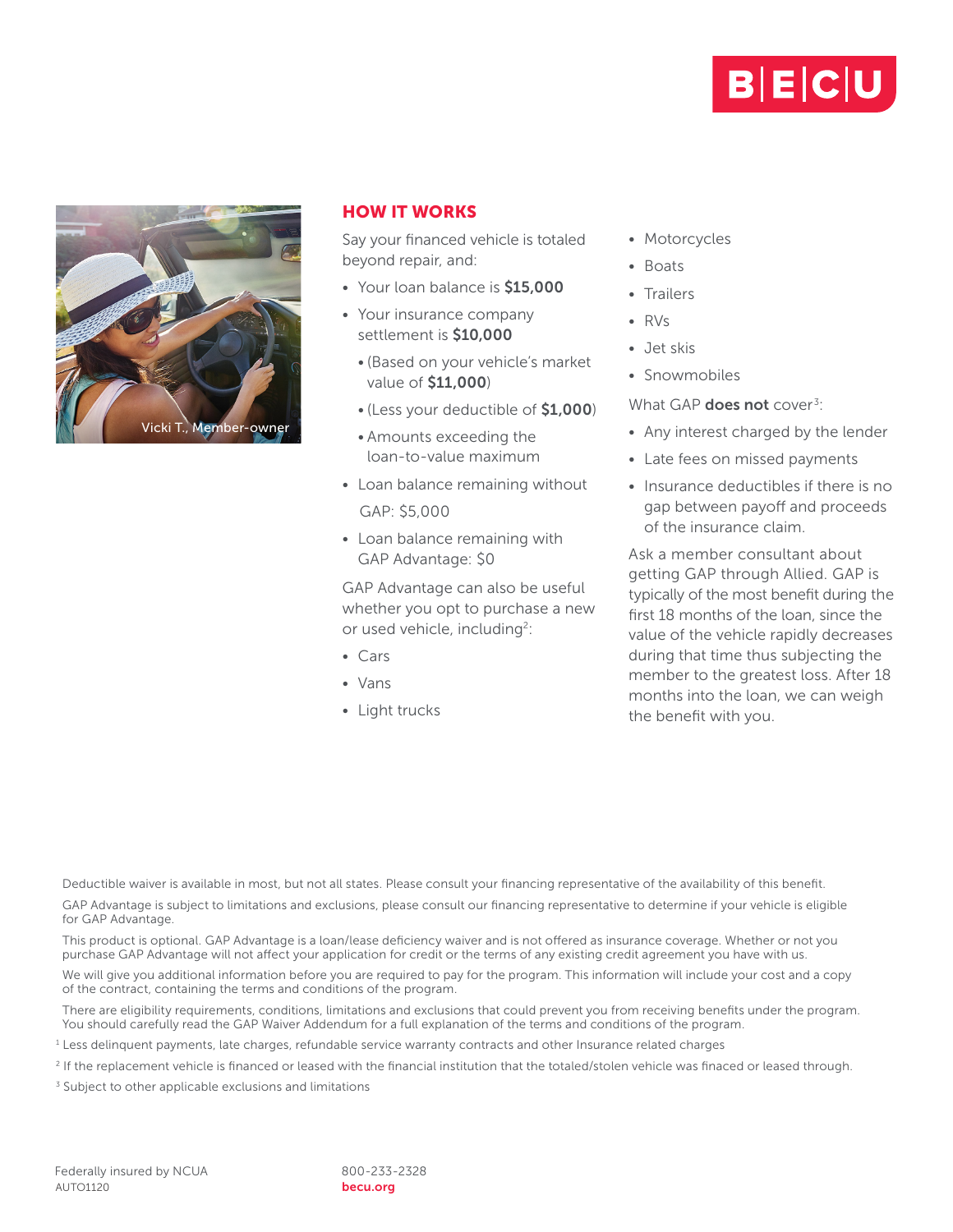## HOW IT WORKS

Say your financed vehicle is totaled beyond repair, and:

- Your loan balance is **$15,000**
- Your insurance company settlement is **$10,000**
  - (Based on your vehicle's market value of **$11,000**)
  - (Less your deductible of **$1,000**)
  - Amounts exceeding the loan-to-value maximum
- Loan balance remaining without GAP: $5,000
- Loan balance remaining with GAP Advantage: $0

GAP Advantage can also be useful whether you opt to purchase a new or used vehicle, including[2]:

- Cars
- Vans
- Light trucks
- Motorcycles
- Boats
- Trailers
- RVs
- Jet skis
- Snowmobiles

What GAP **does not** cover[3]:

- Any interest charged by the lender
- Late fees on missed payments
- Insurance deductibles if there is no gap between payoff and proceeds of the insurance claim.

Ask a member consultant about getting GAP through Allied. GAP is typically of the most benefit during the first 18 months of the loan, since the value of the vehicle rapidly decreases during that time thus subjecting the member to the greatest loss. After 18 months into the loan, we can weigh the benefit with you.

Deductible waiver is available in most, but not all states. Please consult your financing representative of the availability of this benefit.

GAP Advantage is subject to limitations and exclusions, please consult our financing representative to determine if your vehicle is eligible for GAP Advantage.

This product is optional. GAP Advantage is a loan/lease deficiency waiver and is not offered as insurance coverage. Whether or not you purchase GAP Advantage will not affect your application for credit or the terms of any existing credit agreement you have with us.

We will give you additional information before you are required to pay for the program. This information will include your cost and a copy of the contract, containing the terms and conditions of the program.

There are eligibility requirements, conditions, limitations and exclusions that could prevent you from receiving benefits under the program. You should carefully read the GAP Waiver Addendum for a full explanation of the terms and conditions of the program.

[1] Less delinquent payments, late charges, refundable service warranty contracts and other Insurance related charges

[2] If the replacement vehicle is financed or leased with the financial institution that the totaled/stolen vehicle was finaced or leased through.

[3] Subject to other applicable exclusions and limitations

Federally insured by NCUA
AUTO1120

800-233-2328
**becu.org**